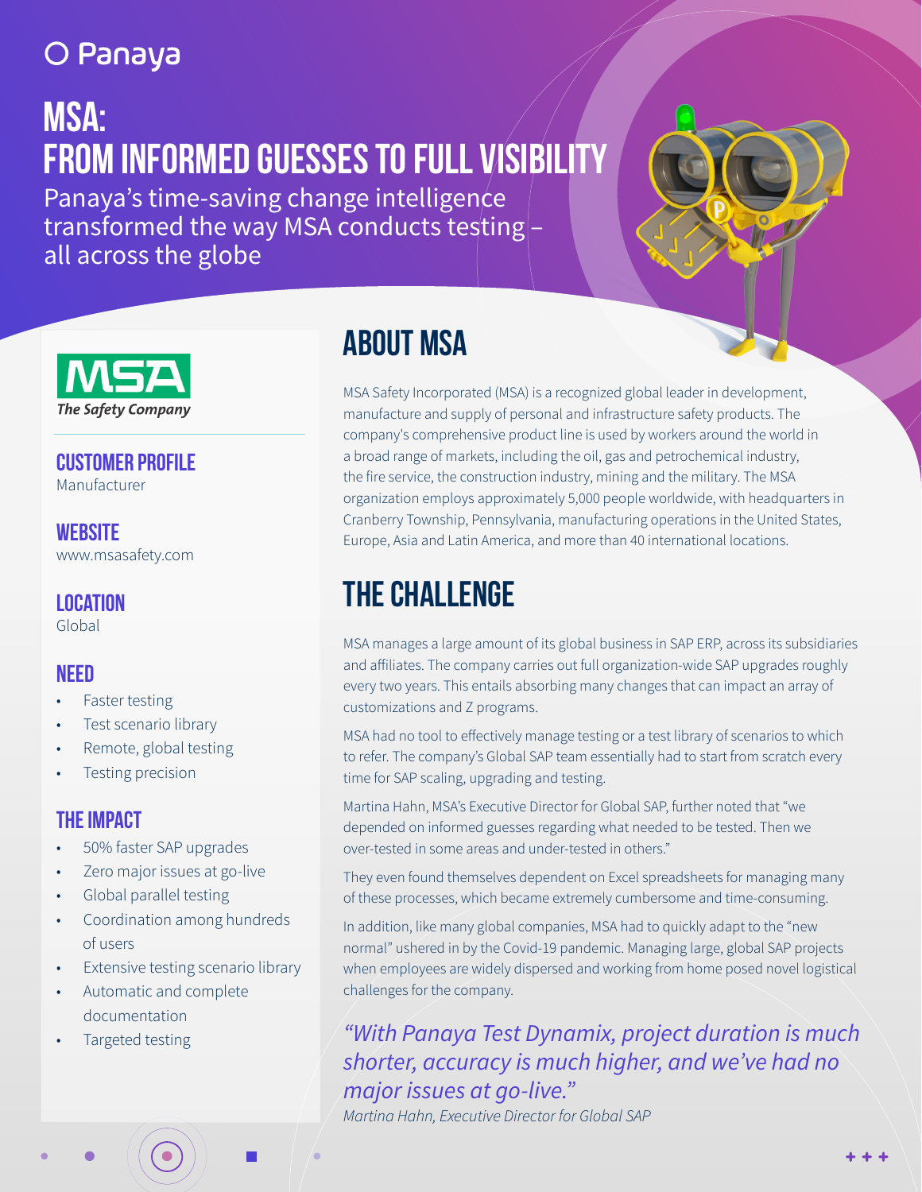Panaya

# MSA: FROM INFORMED GUESSES TO FULL VISIBILITY

Panaya's time-saving change intelligence transformed the way MSA conducts testing – all across the globe

MSA The Safety Company

## CUSTOMER PROFILE

Manufacturer

## WEBSITE

www.msasafety.com

## LOCATION

Global

## NEED

- Faster testing
- Test scenario library
- Remote, global testing
- Testing precision

## THE IMPACT

- 50% faster SAP upgrades
- Zero major issues at go-live
- Global parallel testing
- Coordination among hundreds of users
- Extensive testing scenario library
- Automatic and complete documentation
- Targeted testing

## ABOUT MSA

MSA Safety Incorporated (MSA) is a recognized global leader in development, manufacture and supply of personal and infrastructure safety products. The company's comprehensive product line is used by workers around the world in a broad range of markets, including the oil, gas and petrochemical industry, the fire service, the construction industry, mining and the military. The MSA organization employs approximately 5,000 people worldwide, with headquarters in Cranberry Township, Pennsylvania, manufacturing operations in the United States, Europe, Asia and Latin America, and more than 40 international locations.

## THE CHALLENGE

MSA manages a large amount of its global business in SAP ERP, across its subsidiaries and affiliates. The company carries out full organization-wide SAP upgrades roughly every two years. This entails absorbing many changes that can impact an array of customizations and Z programs.

MSA had no tool to effectively manage testing or a test library of scenarios to which to refer. The company's Global SAP team essentially had to start from scratch every time for SAP scaling, upgrading and testing.

Martina Hahn, MSA's Executive Director for Global SAP, further noted that "we depended on informed guesses regarding what needed to be tested. Then we over-tested in some areas and under-tested in others."

They even found themselves dependent on Excel spreadsheets for managing many of these processes, which became extremely cumbersome and time-consuming.

In addition, like many global companies, MSA had to quickly adapt to the "new normal" ushered in by the Covid-19 pandemic. Managing large, global SAP projects when employees are widely dispersed and working from home posed novel logistical challenges for the company.

*"With Panaya Test Dynamix, project duration is much shorter, accuracy is much higher, and we've had no major issues at go-live."*
*Martina Hahn, Executive Director for Global SAP*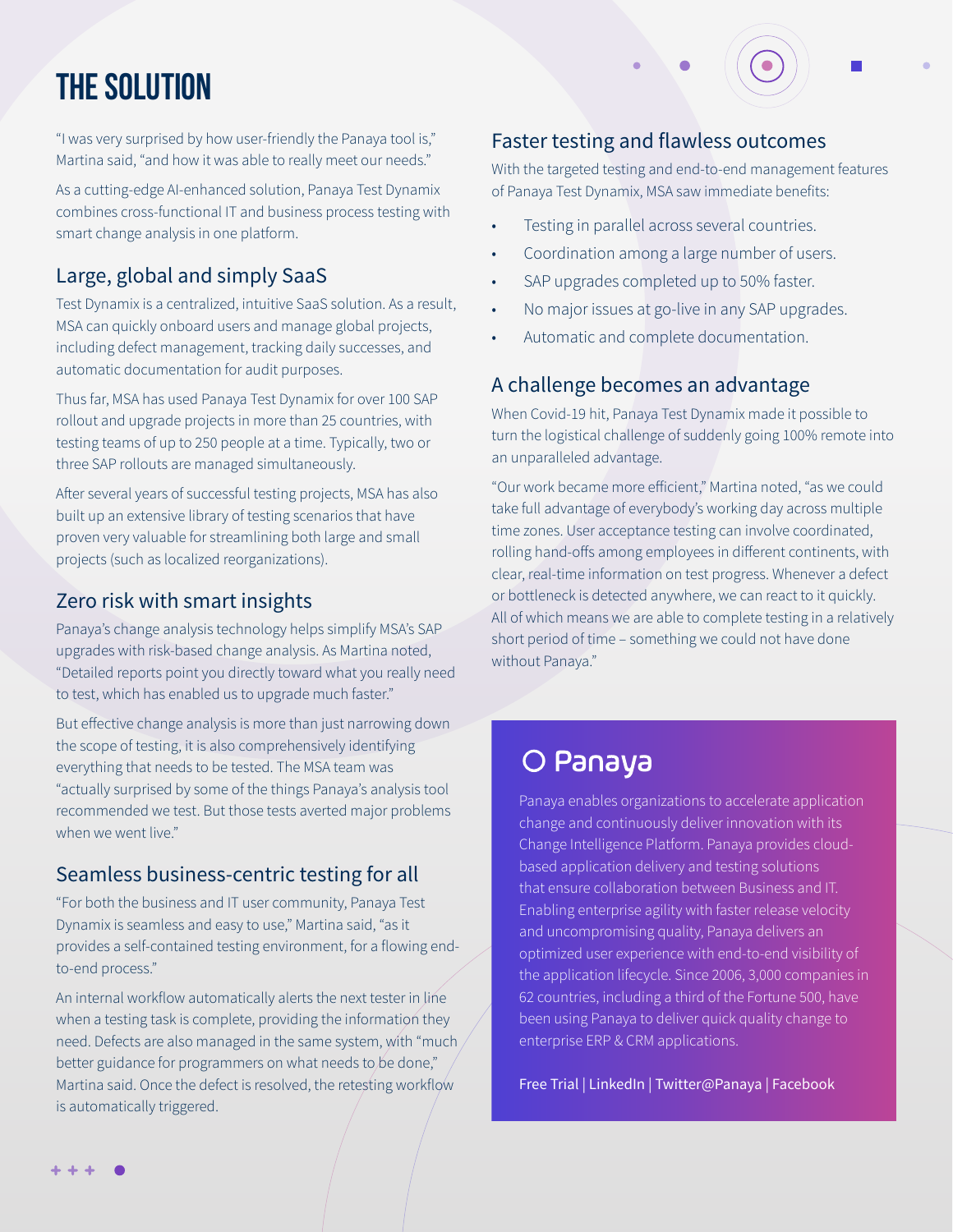# THE SOLUTION

"I was very surprised by how user-friendly the Panaya tool is," Martina said, "and how it was able to really meet our needs."

As a cutting-edge AI-enhanced solution, Panaya Test Dynamix combines cross-functional IT and business process testing with smart change analysis in one platform.

## Large, global and simply SaaS

Test Dynamix is a centralized, intuitive SaaS solution. As a result, MSA can quickly onboard users and manage global projects, including defect management, tracking daily successes, and automatic documentation for audit purposes.

Thus far, MSA has used Panaya Test Dynamix for over 100 SAP rollout and upgrade projects in more than 25 countries, with testing teams of up to 250 people at a time. Typically, two or three SAP rollouts are managed simultaneously.

After several years of successful testing projects, MSA has also built up an extensive library of testing scenarios that have proven very valuable for streamlining both large and small projects (such as localized reorganizations).

## Zero risk with smart insights

Panaya's change analysis technology helps simplify MSA's SAP upgrades with risk-based change analysis. As Martina noted, "Detailed reports point you directly toward what you really need to test, which has enabled us to upgrade much faster."

But effective change analysis is more than just narrowing down the scope of testing, it is also comprehensively identifying everything that needs to be tested. The MSA team was "actually surprised by some of the things Panaya's analysis tool recommended we test. But those tests averted major problems when we went live."

## Seamless business-centric testing for all

"For both the business and IT user community, Panaya Test Dynamix is seamless and easy to use," Martina said, "as it provides a self-contained testing environment, for a flowing end-to-end process."

An internal workflow automatically alerts the next tester in line when a testing task is complete, providing the information they need. Defects are also managed in the same system, with "much better guidance for programmers on what needs to be done," Martina said. Once the defect is resolved, the retesting workflow is automatically triggered.

## Faster testing and flawless outcomes

With the targeted testing and end-to-end management features of Panaya Test Dynamix, MSA saw immediate benefits:

- Testing in parallel across several countries.
- Coordination among a large number of users.
- SAP upgrades completed up to 50% faster.
- No major issues at go-live in any SAP upgrades.
- Automatic and complete documentation.

## A challenge becomes an advantage

When Covid-19 hit, Panaya Test Dynamix made it possible to turn the logistical challenge of suddenly going 100% remote into an unparalleled advantage.

"Our work became more efficient," Martina noted, "as we could take full advantage of everybody's working day across multiple time zones. User acceptance testing can involve coordinated, rolling hand-offs among employees in different continents, with clear, real-time information on test progress. Whenever a defect or bottleneck is detected anywhere, we can react to it quickly. All of which means we are able to complete testing in a relatively short period of time – something we could not have done without Panaya."

## Panaya

Panaya enables organizations to accelerate application change and continuously deliver innovation with its Change Intelligence Platform. Panaya provides cloud-based application delivery and testing solutions that ensure collaboration between Business and IT. Enabling enterprise agility with faster release velocity and uncompromising quality, Panaya delivers an optimized user experience with end-to-end visibility of the application lifecycle. Since 2006, 3,000 companies in 62 countries, including a third of the Fortune 500, have been using Panaya to deliver quick quality change to enterprise ERP & CRM applications.

Free Trial | LinkedIn | Twitter@Panaya | Facebook